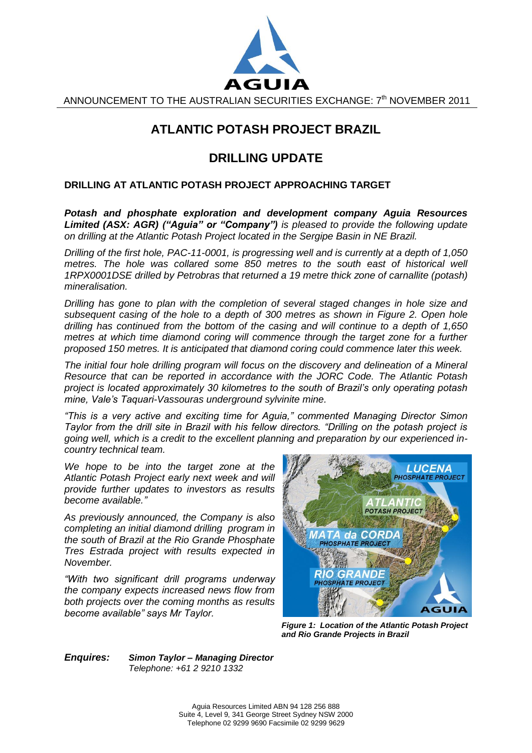AGUIA

ANNOUNCEMENT TO THE AUSTRALIAN SECURITIES EXCHANGE: 7th NOVEMBER 2011

# ATLANTIC POTASH PROJECT BRAZIL

# DRILLING UPDATE

### DRILLING AT ATLANTIC POTASH PROJECT APPROACHING TARGET

***Potash and phosphate exploration and development company Aguia Resources Limited (ASX: AGR) ("Aguia" or "Company")*** *is pleased to provide the following update on drilling at the Atlantic Potash Project located in the Sergipe Basin in NE Brazil.*

*Drilling of the first hole, PAC-11-0001, is progressing well and is currently at a depth of 1,050 metres. The hole was collared some 850 metres to the south east of historical well 1RPX0001DSE drilled by Petrobras that returned a 19 metre thick zone of carnallite (potash) mineralisation.*

*Drilling has gone to plan with the completion of several staged changes in hole size and subsequent casing of the hole to a depth of 300 metres as shown in Figure 2. Open hole drilling has continued from the bottom of the casing and will continue to a depth of 1,650 metres at which time diamond coring will commence through the target zone for a further proposed 150 metres. It is anticipated that diamond coring could commence later this week.*

*The initial four hole drilling program will focus on the discovery and delineation of a Mineral Resource that can be reported in accordance with the JORC Code. The Atlantic Potash project is located approximately 30 kilometres to the south of Brazil's only operating potash mine, Vale's Taquari-Vassouras underground sylvinite mine.*

*"This is a very active and exciting time for Aguia," commented Managing Director Simon Taylor from the drill site in Brazil with his fellow directors. "Drilling on the potash project is going well, which is a credit to the excellent planning and preparation by our experienced in-country technical team.*

*We hope to be into the target zone at the Atlantic Potash Project early next week and will provide further updates to investors as results become available."*

*As previously announced, the Company is also completing an initial diamond drilling program in the south of Brazil at the Rio Grande Phosphate Tres Estrada project with results expected in November.*

*"With two significant drill programs underway the company expects increased news flow from both projects over the coming months as results become available" says Mr Taylor.*

***Figure 1: Location of the Atlantic Potash Project and Rio Grande Projects in Brazil***

***Enquires:*** ***Simon Taylor – Managing Director***
*Telephone: +61 2 9210 1332*

Aguia Resources Limited ABN 94 128 256 888
Suite 4, Level 9, 341 George Street Sydney NSW 2000
Telephone 02 9299 9690 Facsimile 02 9299 9629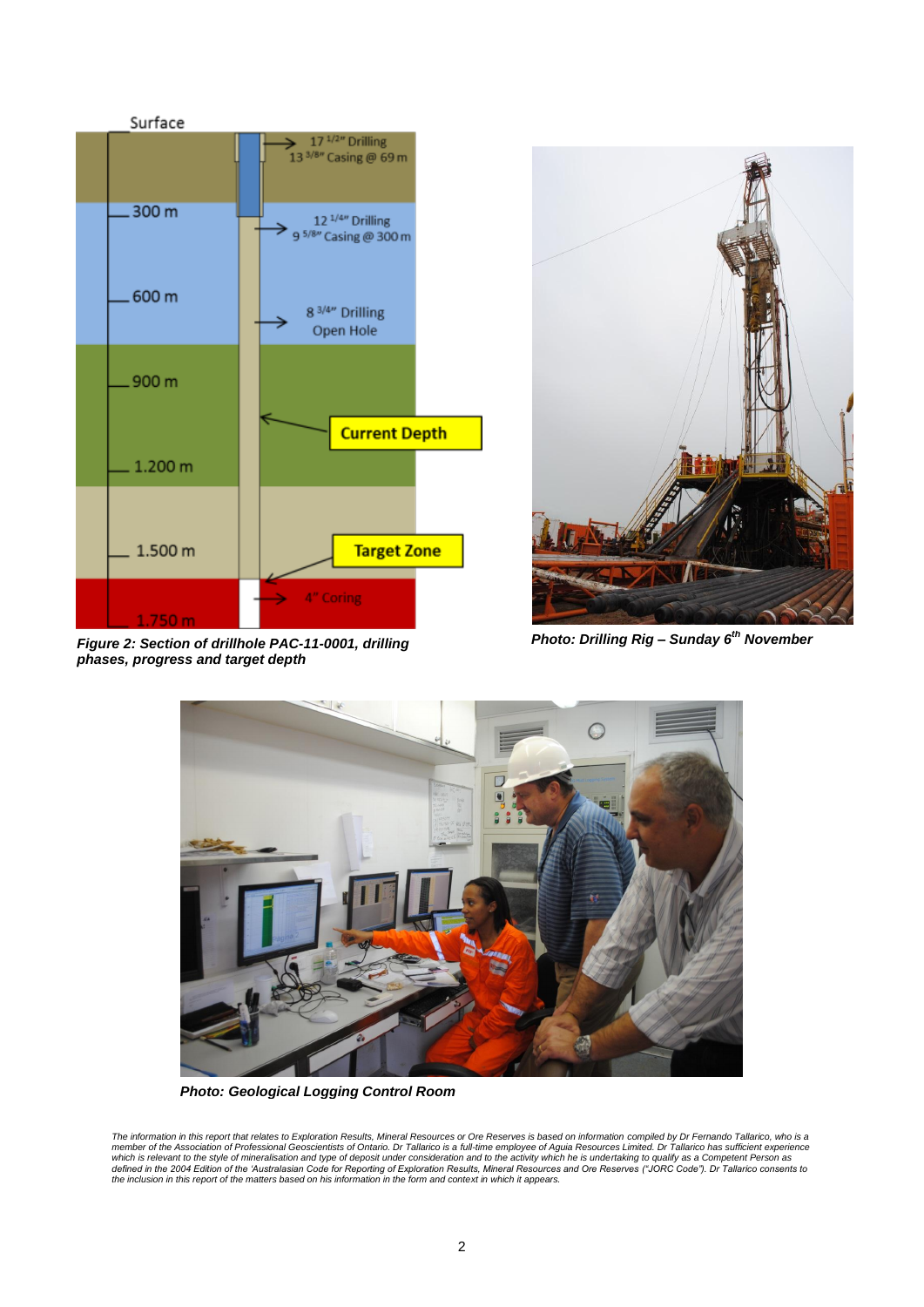Surface

17 1/2" Drilling
13 3/8" Casing @ 69 m

300 m

12 1/4" Drilling
9 5/8" Casing @ 300 m

600 m

8 3/4" Drilling
Open Hole

900 m

Current Depth

1.200 m

1.500 m

Target Zone

4" Coring

1.750 m

***Figure 2: Section of drillhole PAC-11-0001, drilling phases, progress and target depth***

***Photo: Drilling Rig – Sunday 6th November***

***Photo: Geological Logging Control Room***

*The information in this report that relates to Exploration Results, Mineral Resources or Ore Reserves is based on information compiled by Dr Fernando Tallarico, who is a member of the Association of Professional Geoscientists of Ontario. Dr Tallarico is a full-time employee of Aguia Resources Limited. Dr Tallarico has sufficient experience which is relevant to the style of mineralisation and type of deposit under consideration and to the activity which he is undertaking to qualify as a Competent Person as defined in the 2004 Edition of the 'Australasian Code for Reporting of Exploration Results, Mineral Resources and Ore Reserves ("JORC Code"). Dr Tallarico consents to the inclusion in this report of the matters based on his information in the form and context in which it appears.*